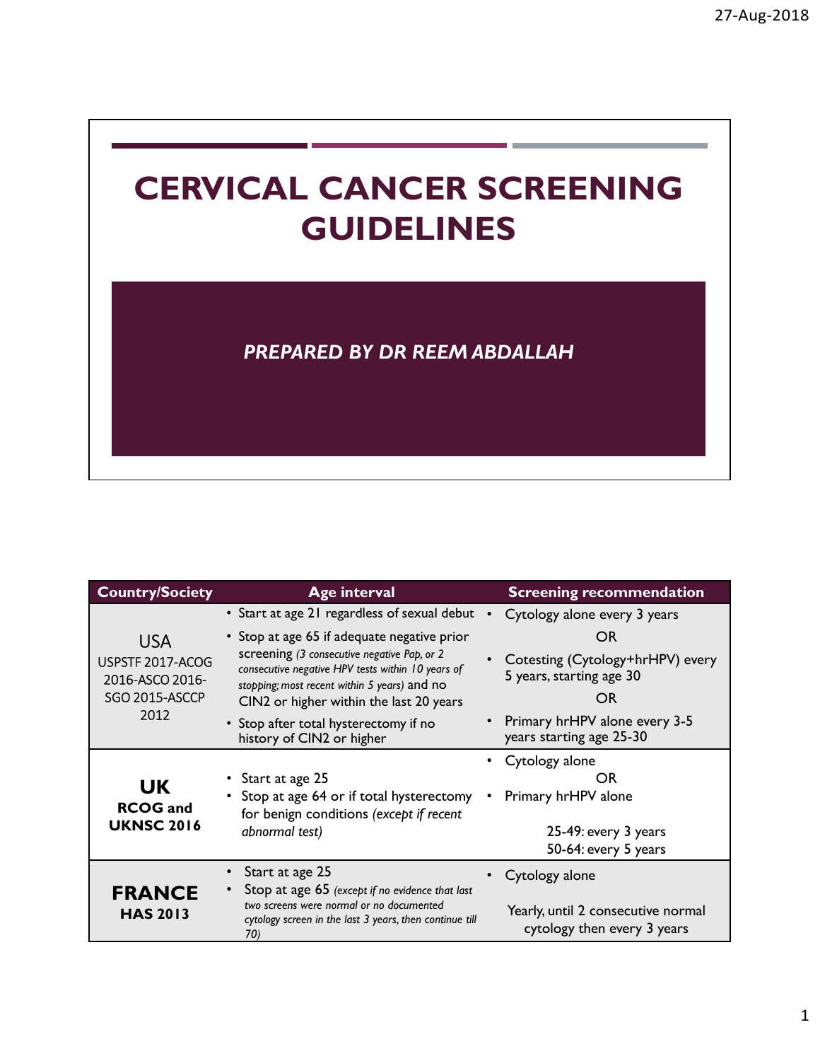# CERVICAL CANCER SCREENING GUIDELINES

*PREPARED BY DR REEM ABDALLAH*

| Country/Society | Age interval | Screening recommendation |
|---|---|---|
| USA<br>USPSTF 2017-ACOG 2016-ASCO 2016-SGO 2015-ASCCP 2012 | • Start at age 21 regardless of sexual debut<br>• Stop at age 65 if adequate negative prior screening *(3 consecutive negative Pap, or 2 consecutive negative HPV tests within 10 years of stopping; most recent within 5 years)* and no CIN2 or higher within the last 20 years<br>• Stop after total hysterectomy if no history of CIN2 or higher | • Cytology alone every 3 years<br>OR<br>• Cotesting (Cytology+hrHPV) every 5 years, starting age 30<br>OR<br>• Primary hrHPV alone every 3-5 years starting age 25-30 |
| **UK**<br>**RCOG and UKNSC 2016** | • Start at age 25<br>• Stop at age 64 or if total hysterectomy for benign conditions *(except if recent abnormal test)* | • Cytology alone<br>OR<br>• Primary hrHPV alone<br><br>25-49: every 3 years<br>50-64: every 5 years |
| **FRANCE**<br>**HAS 2013** | • Start at age 25<br>• Stop at age 65 *(except if no evidence that last two screens were normal or no documented cytology screen in the last 3 years, then continue till 70)* | • Cytology alone<br><br>Yearly, until 2 consecutive normal cytology then every 3 years |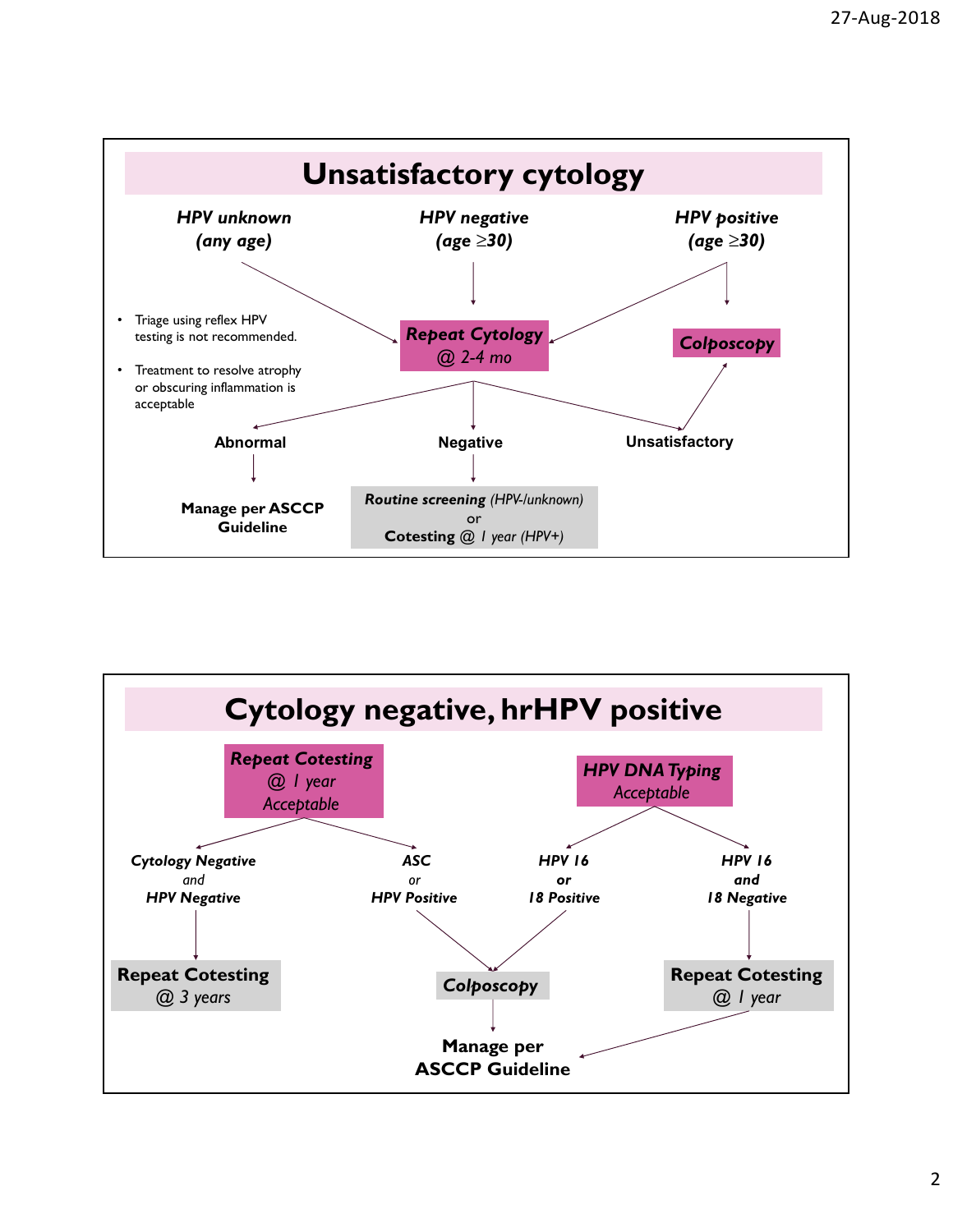## Unsatisfactory cytology

***HPV unknown (any age)*** → ***Repeat Cytology @ 2-4 mo***

***HPV negative (age ≥30)*** → ***Repeat Cytology @ 2-4 mo***

***HPV positive (age ≥30)*** → ***Repeat Cytology @ 2-4 mo*** or ***Colposcopy***

- Triage using reflex HPV testing is not recommended.
- Treatment to resolve atrophy or obscuring inflammation is acceptable

***Repeat Cytology @ 2-4 mo*** →

- **Abnormal** → **Manage per ASCCP Guideline**
- **Negative** → ***Routine screening*** *(HPV-/unknown)* or **Cotesting** @ *1 year (HPV+)*
- **Unsatisfactory** → ***Colposcopy***

## Cytology negative, hrHPV positive

***Repeat Cotesting @ 1 year Acceptable*** →

- ***Cytology Negative and HPV Negative*** → **Repeat Cotesting** *@ 3 years*
- ***ASC or HPV Positive*** → ***Colposcopy*** → **Manage per ASCCP Guideline**

***HPV DNA Typing Acceptable*** →

- ***HPV 16 or 18 Positive*** → ***Colposcopy*** → **Manage per ASCCP Guideline**
- ***HPV 16 and 18 Negative*** → **Repeat Cotesting** *@ 1 year* → **Manage per ASCCP Guideline**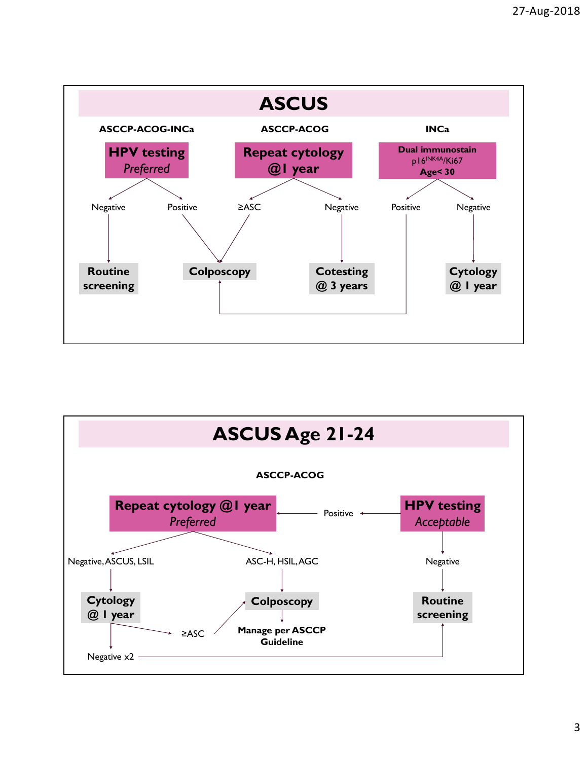# ASCUS

**ASCCP-ACOG-INCa**

**HPV testing** *Preferred*

- Negative → **Routine screening**
- Positive → **Colposcopy**

**ASCCP-ACOG**

**Repeat cytology @1 year**

- ≥ASC → **Colposcopy**
- Negative → **Cotesting @ 3 years**

**INCa**

**Dual immunostain** p16$^{INK4A}$/Ki67 **Age< 30**

- Positive → **Colposcopy**
- Negative → **Cytology @ 1 year**

# ASCUS Age 21-24

**ASCCP-ACOG**

**Repeat cytology @1 year** *Preferred*

- Negative, ASCUS, LSIL → **Cytology @ 1 year**
  - ≥ASC → **Colposcopy**
  - Negative x2 → **Routine screening**
- ASC-H, HSIL, AGC → **Colposcopy** → **Manage per ASCCP Guideline**

**HPV testing** *Acceptable*

- Positive → **Repeat cytology @1 year**
- Negative → **Routine screening**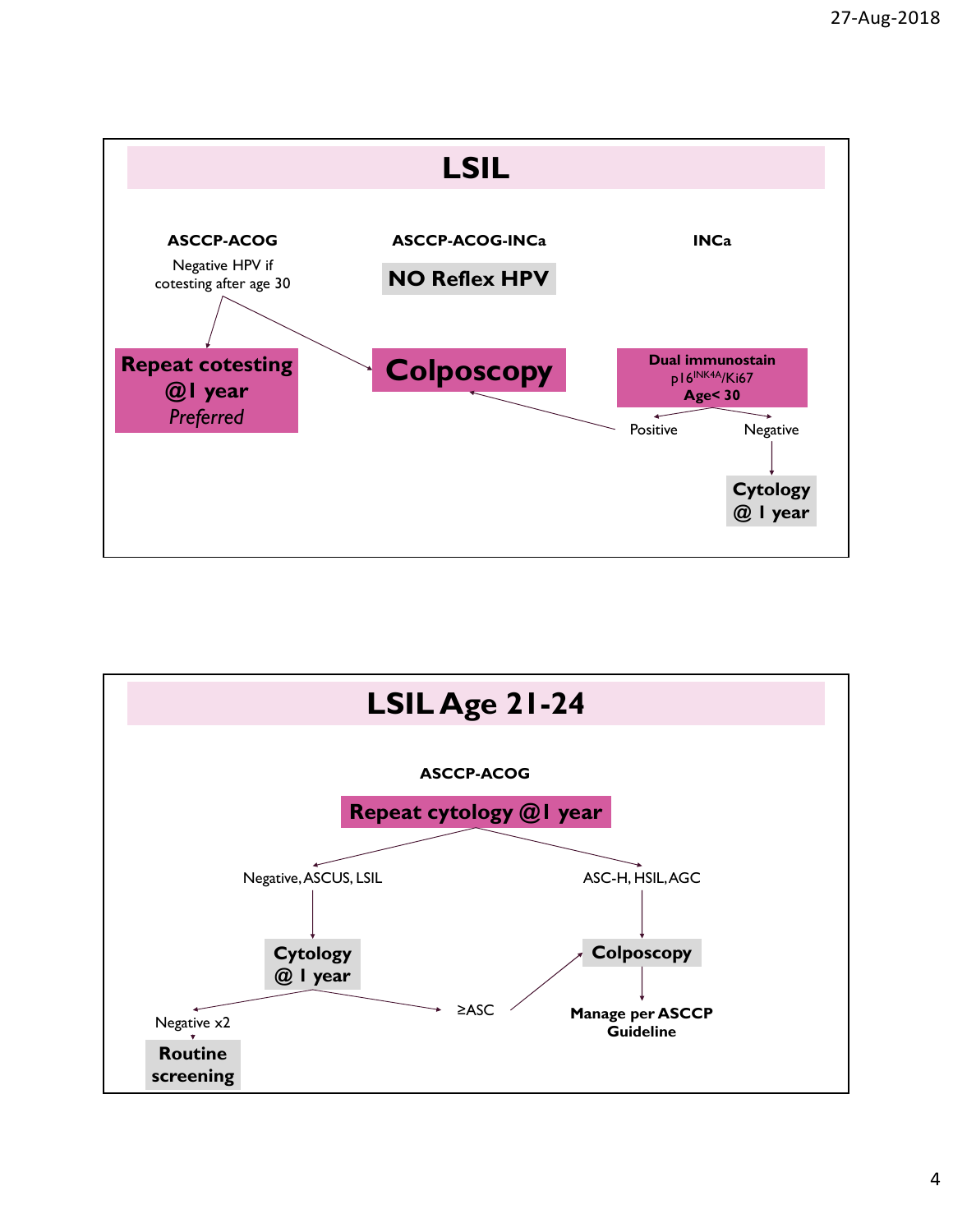## LSIL

**ASCCP-ACOG**

Negative HPV if cotesting after age 30

**Repeat cotesting @1 year** *Preferred*

**ASCCP-ACOG-INCa**

**NO Reflex HPV**

**Colposcopy**

**INCa**

**Dual immunostain $p16^{INK4A}$/Ki67 Age< 30**

- Positive → Colposcopy
- Negative → **Cytology @ 1 year**

## LSIL Age 21-24

**ASCCP-ACOG**

**Repeat cytology @1 year**

- Negative, ASCUS, LSIL → **Cytology @ 1 year**
  - Negative x2 → **Routine screening**
  - ≥ASC → Colposcopy
- ASC-H, HSIL, AGC → **Colposcopy** → **Manage per ASCCP Guideline**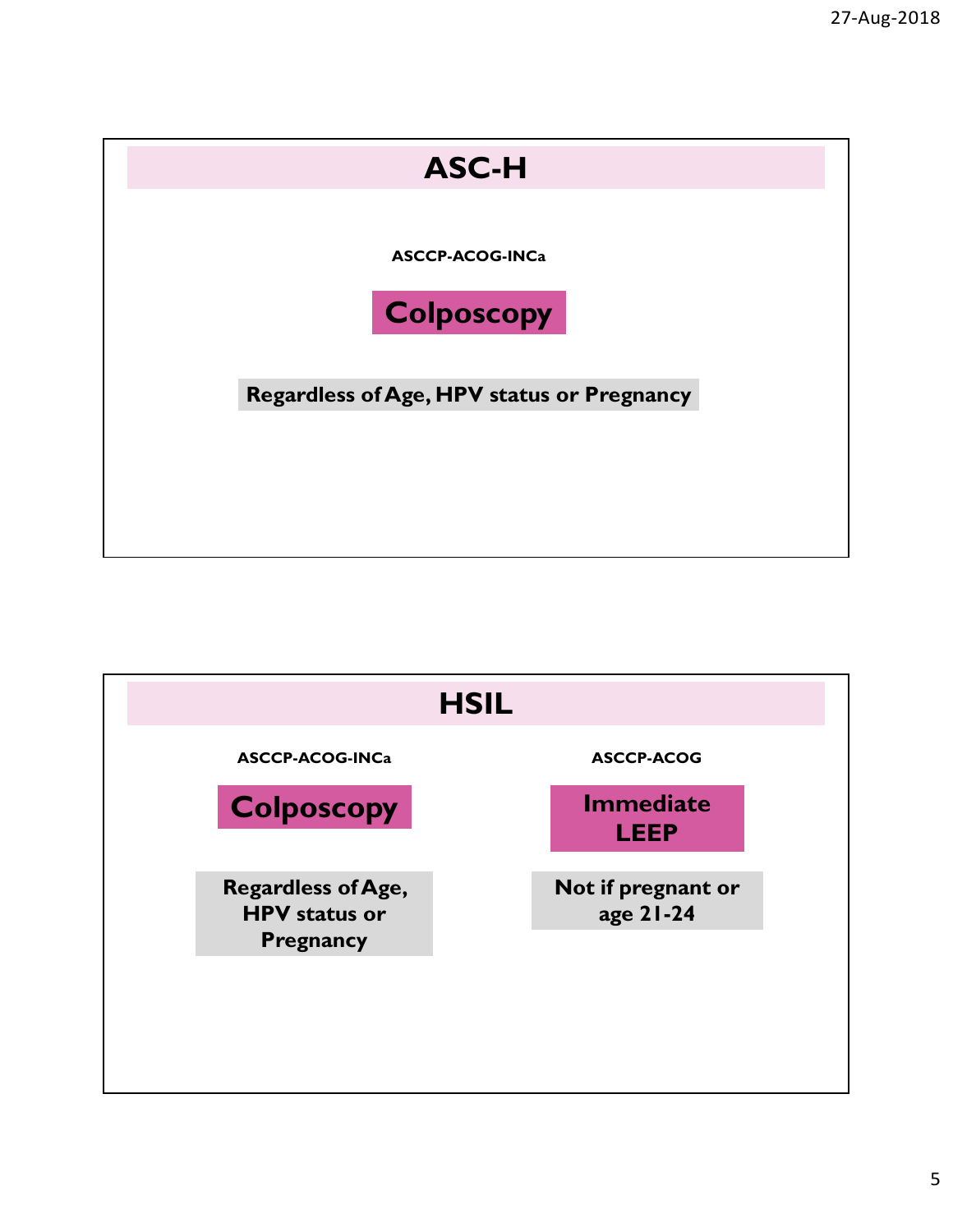## ASC-H

**ASCCP-ACOG-INCa**

**Colposcopy**

**Regardless of Age, HPV status or Pregnancy**

## HSIL

**ASCCP-ACOG-INCa**

**Colposcopy**

**Regardless of Age, HPV status or Pregnancy**

**ASCCP-ACOG**

**Immediate LEEP**

**Not if pregnant or age 21-24**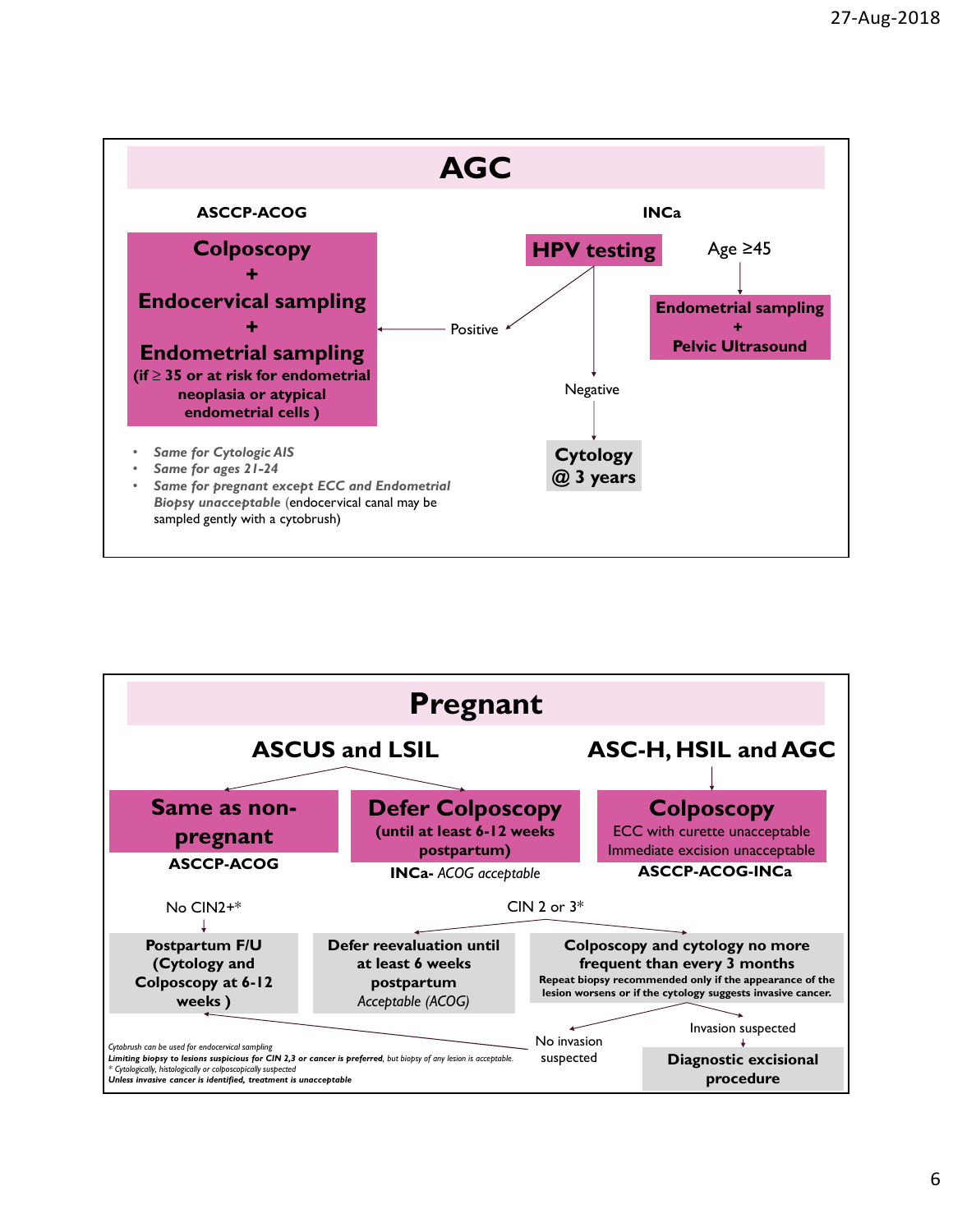## AGC

### ASCCP-ACOG

**Colposcopy**
**+**
**Endocervical sampling**
**+**
**Endometrial sampling**
**(if ≥ 35 or at risk for endometrial neoplasia or atypical endometrial cells )**

- *Same for Cytologic AIS*
- *Same for ages 21-24*
- *Same for pregnant except ECC and Endometrial Biopsy unacceptable* (endocervical canal may be sampled gently with a cytobrush)

### INCa

**HPV testing**

- Positive → Colposcopy + Endocervical sampling + Endometrial sampling
- Negative → **Cytology @ 3 years**

Age ≥45 → **Endometrial sampling + Pelvic Ultrasound**

## Pregnant

### ASCUS and LSIL

- **Same as non-pregnant** — **ASCCP-ACOG**
- **Defer Colposcopy (until at least 6-12 weeks postpartum)** — **INCa-** *ACOG acceptable*

### ASC-H, HSIL and AGC

**Colposcopy**
ECC with curette unacceptable
Immediate excision unacceptable
**ASCCP-ACOG-INCa**

No CIN2+* → **Postpartum F/U (Cytology and Colposcopy at 6-12 weeks )**

CIN 2 or 3* →

- **Defer reevaluation until at least 6 weeks postpartum** *Acceptable (ACOG)*
- **Colposcopy and cytology no more frequent than every 3 months**
  **Repeat biopsy recommended only if the appearance of the lesion worsens or if the cytology suggests invasive cancer.**
  - No invasion suspected → Postpartum F/U (Cytology and Colposcopy at 6-12 weeks )
  - Invasion suspected → **Diagnostic excisional procedure**

*Cytobrush can be used for endocervical sampling*
***Limiting biopsy to lesions suspicious for CIN 2,3 or cancer is preferred**, but biopsy of any lesion is acceptable.*
** Cytologically, histologically or colposcopically suspected*
***Unless invasive cancer is identified, treatment is unacceptable***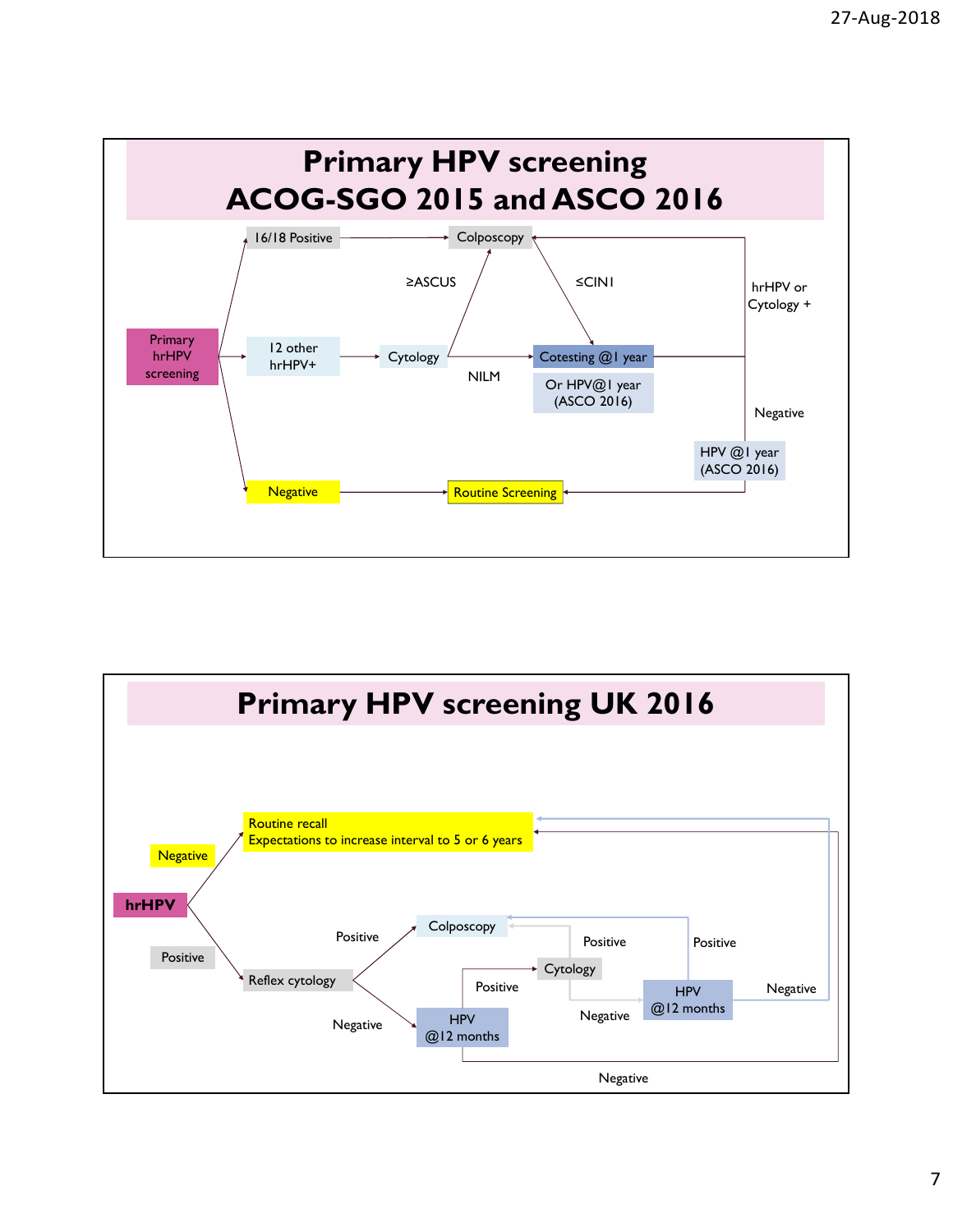# Primary HPV screening ACOG-SGO 2015 and ASCO 2016

Primary hrHPV screening

16/18 Positive

Colposcopy

≥ASCUS

≤CIN1

hrHPV or Cytology +

12 other hrHPV+

Cytology

NILM

Cotesting @1 year

Or HPV@1 year (ASCO 2016)

Negative

HPV @1 year (ASCO 2016)

Negative

Routine Screening

# Primary HPV screening UK 2016

Routine recall
Expectations to increase interval to 5 or 6 years

Negative

hrHPV

Positive

Reflex cytology

Positive

Colposcopy

Positive

Positive

Cytology

Positive

Negative

HPV @12 months

Negative

Negative

HPV @12 months

Negative